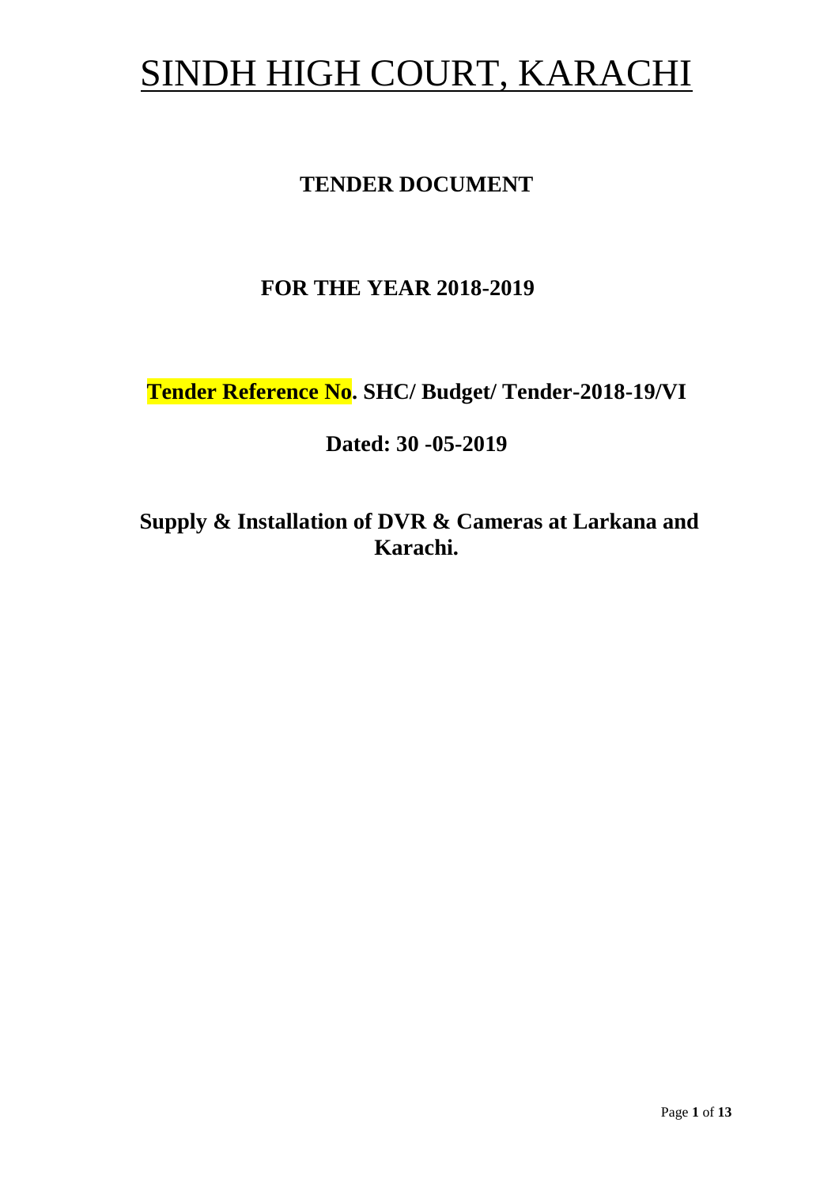# SINDH HIGH COURT, KARACHI

## TENDER DOCUMENT

## FOR THE YEAR 2018-2019

**Tender Reference No. SHC/ Budget/ Tender-2018-19/VI**

**Dated: 30 -05-2019**

**Supply & Installation of DVR & Cameras at Larkana and Karachi.**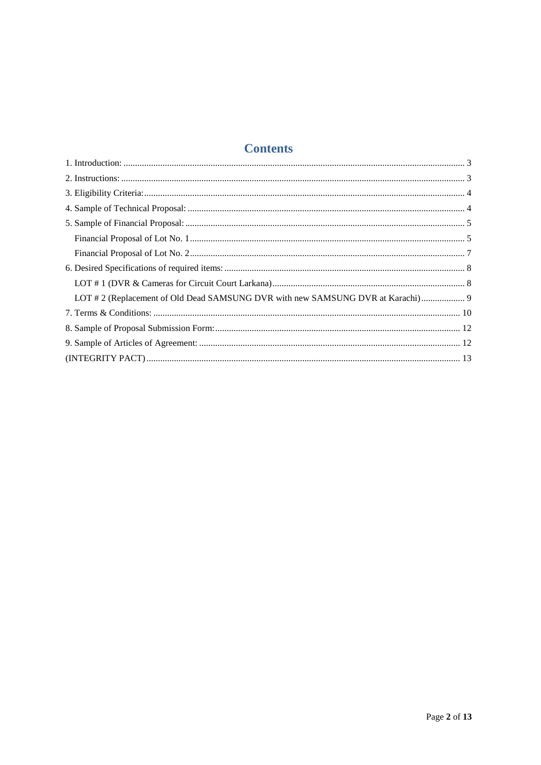# Contents

1. Introduction: .................................................................................................................................... 3
2. Instructions: .................................................................................................................................... 3
3. Eligibility Criteria: .......................................................................................................................... 4
4. Sample of Technical Proposal: ........................................................................................................ 4
5. Sample of Financial Proposal: ......................................................................................................... 5
    - Financial Proposal of Lot No. 1 ....................................................................................................... 5
    - Financial Proposal of Lot No. 2 ....................................................................................................... 7
6. Desired Specifications of required items: ........................................................................................ 8
    - LOT # 1 (DVR & Cameras for Circuit Court Larkana) .................................................................... 8
    - LOT # 2 (Replacement of Old Dead SAMSUNG DVR with new SAMSUNG DVR at Karachi) ................... 9
7. Terms & Conditions: ..................................................................................................................... 10
8. Sample of Proposal Submission Form: .......................................................................................... 12
9. Sample of Articles of Agreement: ................................................................................................. 12

(INTEGRITY PACT) ........................................................................................................................ 13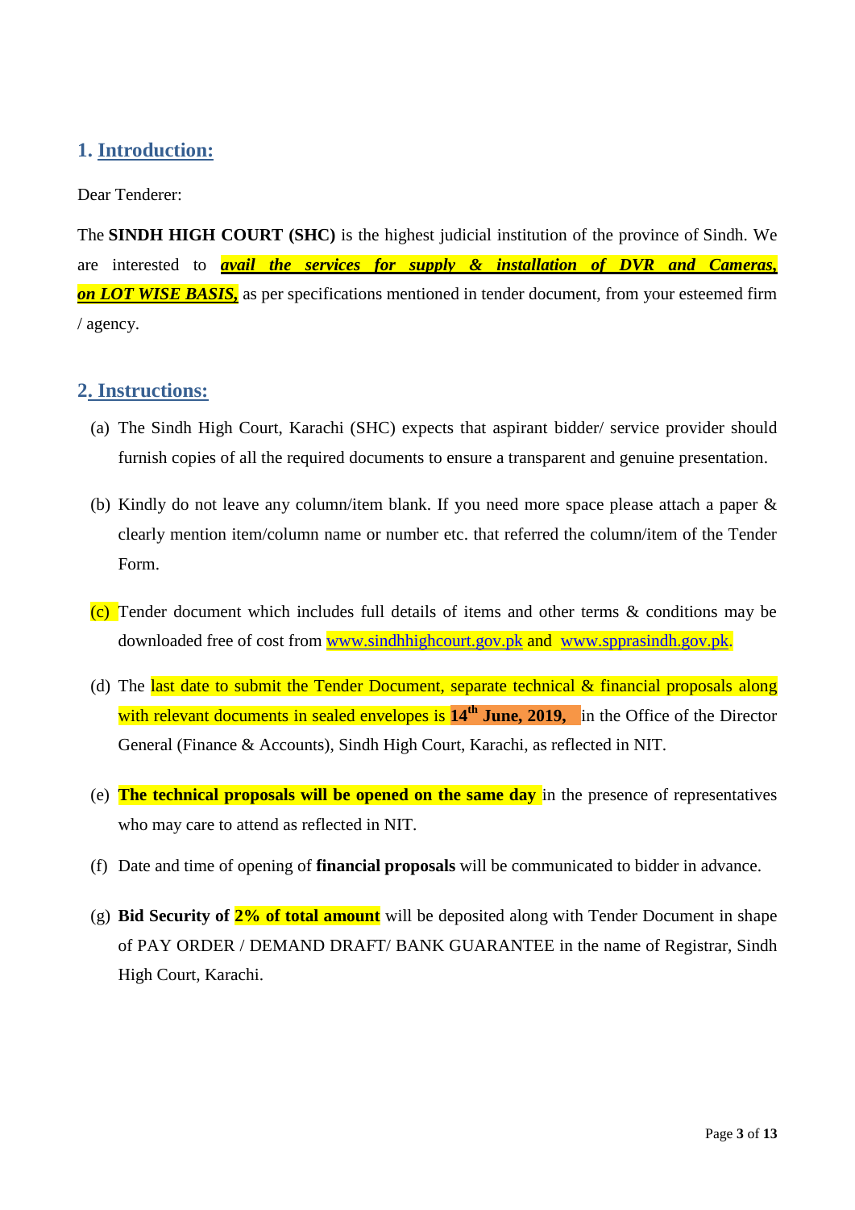## 1. Introduction:

Dear Tenderer:

The **SINDH HIGH COURT (SHC)** is the highest judicial institution of the province of Sindh. We are interested to ***avail the services for supply & installation of DVR and Cameras, on LOT WISE BASIS,*** as per specifications mentioned in tender document, from your esteemed firm / agency.

## 2. Instructions:

(a) The Sindh High Court, Karachi (SHC) expects that aspirant bidder/ service provider should furnish copies of all the required documents to ensure a transparent and genuine presentation.

(b) Kindly do not leave any column/item blank. If you need more space please attach a paper & clearly mention item/column name or number etc. that referred the column/item of the Tender Form.

(c) Tender document which includes full details of items and other terms & conditions may be downloaded free of cost from www.sindhhighcourt.gov.pk and www.spprasindh.gov.pk.

(d) The last date to submit the Tender Document, separate technical & financial proposals along with relevant documents in sealed envelopes is **14th June, 2019,** in the Office of the Director General (Finance & Accounts), Sindh High Court, Karachi, as reflected in NIT.

(e) **The technical proposals will be opened on the same day** in the presence of representatives who may care to attend as reflected in NIT.

(f) Date and time of opening of **financial proposals** will be communicated to bidder in advance.

(g) **Bid Security of 2% of total amount** will be deposited along with Tender Document in shape of PAY ORDER / DEMAND DRAFT/ BANK GUARANTEE in the name of Registrar, Sindh High Court, Karachi.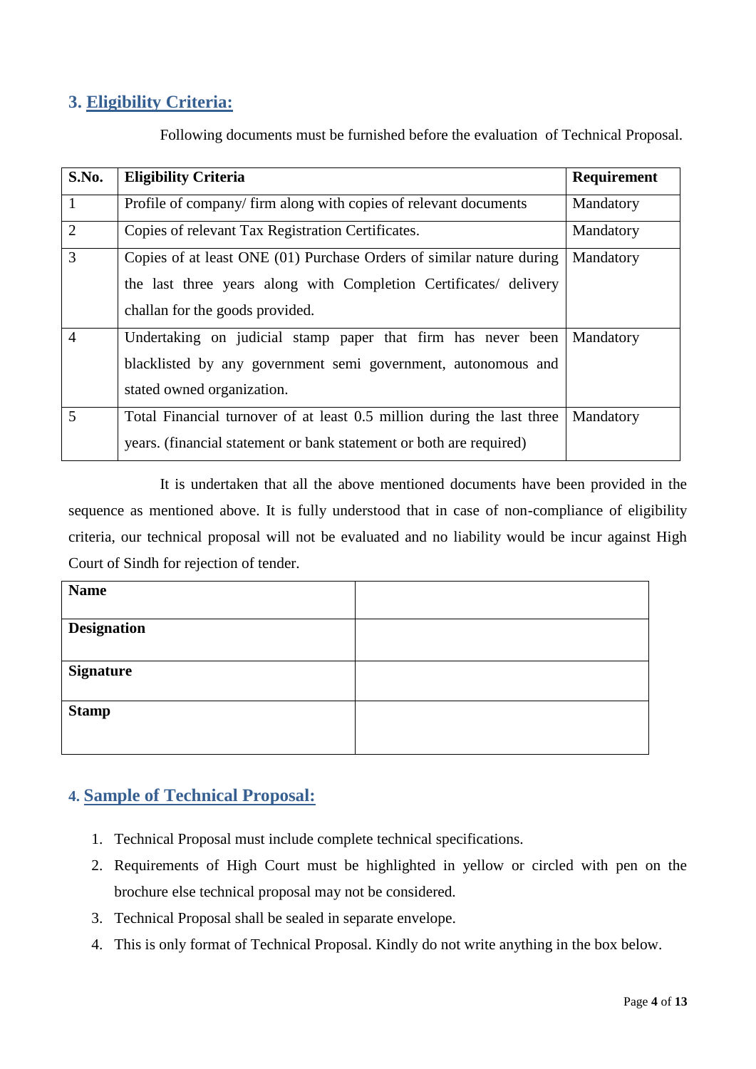## 3. Eligibility Criteria:

Following documents must be furnished before the evaluation of Technical Proposal.

| S.No. | Eligibility Criteria | Requirement |
|---|---|---|
| 1 | Profile of company/ firm along with copies of relevant documents | Mandatory |
| 2 | Copies of relevant Tax Registration Certificates. | Mandatory |
| 3 | Copies of at least ONE (01) Purchase Orders of similar nature during the last three years along with Completion Certificates/ delivery challan for the goods provided. | Mandatory |
| 4 | Undertaking on judicial stamp paper that firm has never been blacklisted by any government semi government, autonomous and stated owned organization. | Mandatory |
| 5 | Total Financial turnover of at least 0.5 million during the last three years. (financial statement or bank statement or both are required) | Mandatory |

It is undertaken that all the above mentioned documents have been provided in the sequence as mentioned above. It is fully understood that in case of non-compliance of eligibility criteria, our technical proposal will not be evaluated and no liability would be incur against High Court of Sindh for rejection of tender.

| | |
|---|---|
| **Name** | |
| **Designation** | |
| **Signature** | |
| **Stamp** | |

## 4. Sample of Technical Proposal:

1. Technical Proposal must include complete technical specifications.
2. Requirements of High Court must be highlighted in yellow or circled with pen on the brochure else technical proposal may not be considered.
3. Technical Proposal shall be sealed in separate envelope.
4. This is only format of Technical Proposal. Kindly do not write anything in the box below.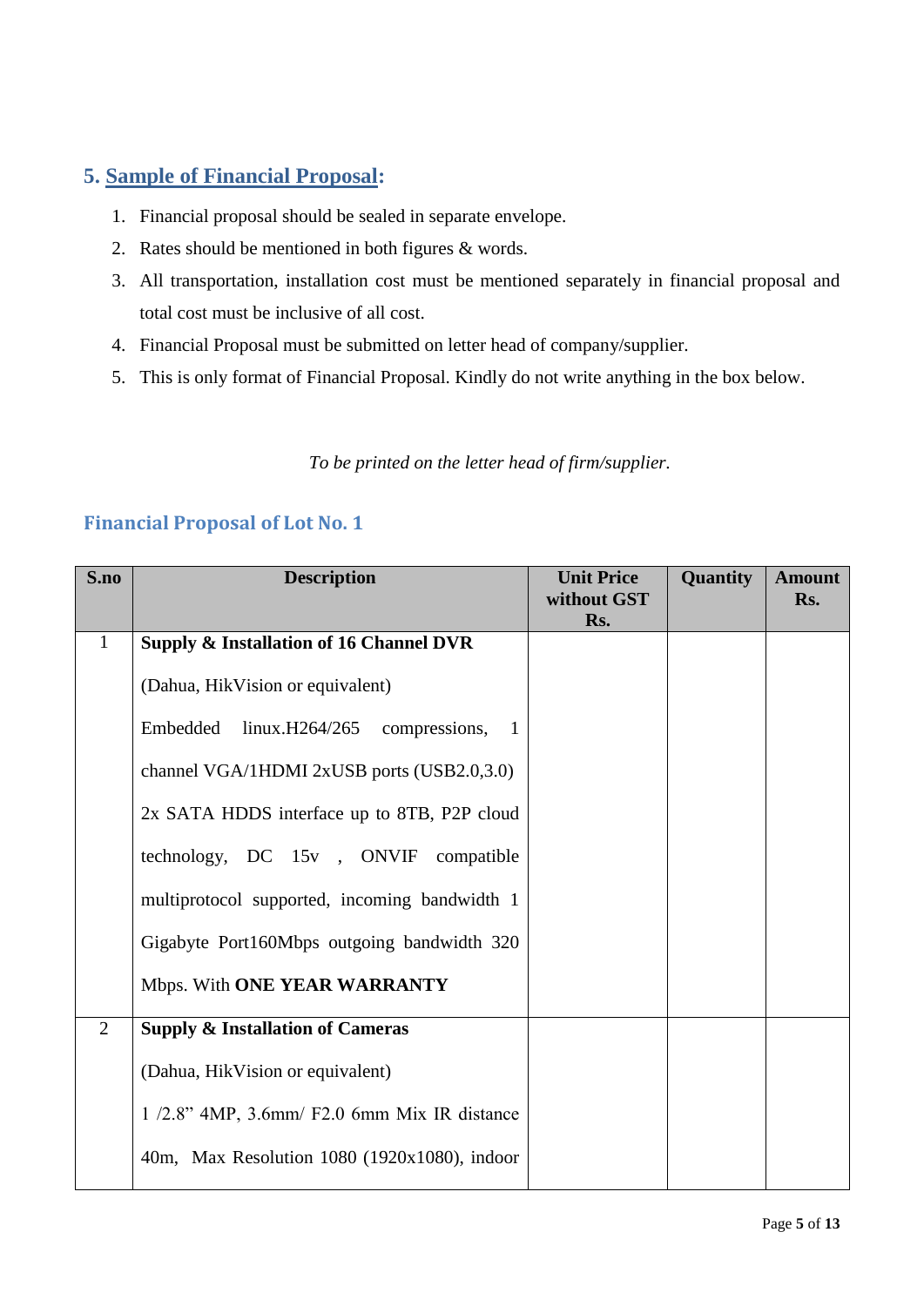## 5. Sample of Financial Proposal:

1. Financial proposal should be sealed in separate envelope.
2. Rates should be mentioned in both figures & words.
3. All transportation, installation cost must be mentioned separately in financial proposal and total cost must be inclusive of all cost.
4. Financial Proposal must be submitted on letter head of company/supplier.
5. This is only format of Financial Proposal. Kindly do not write anything in the box below.

*To be printed on the letter head of firm/supplier.*

### Financial Proposal of Lot No. 1

| S.no | Description | Unit Price without GST Rs. | Quantity | Amount Rs. |
|---|---|---|---|---|
| 1 | **Supply & Installation of 16 Channel DVR**<br><br>(Dahua, HikVision or equivalent)<br><br>Embedded linux.H264/265 compressions, 1 channel VGA/1HDMI 2xUSB ports (USB2.0,3.0) 2x SATA HDDS interface up to 8TB, P2P cloud technology, DC 15v , ONVIF compatible multiprotocol supported, incoming bandwidth 1 Gigabyte Port160Mbps outgoing bandwidth 320 Mbps. With **ONE YEAR WARRANTY** | | | |
| 2 | **Supply & Installation of Cameras**<br><br>(Dahua, HikVision or equivalent)<br><br>1 /2.8" 4MP, 3.6mm/ F2.0 6mm Mix IR distance 40m, Max Resolution 1080 (1920x1080), indoor | | | |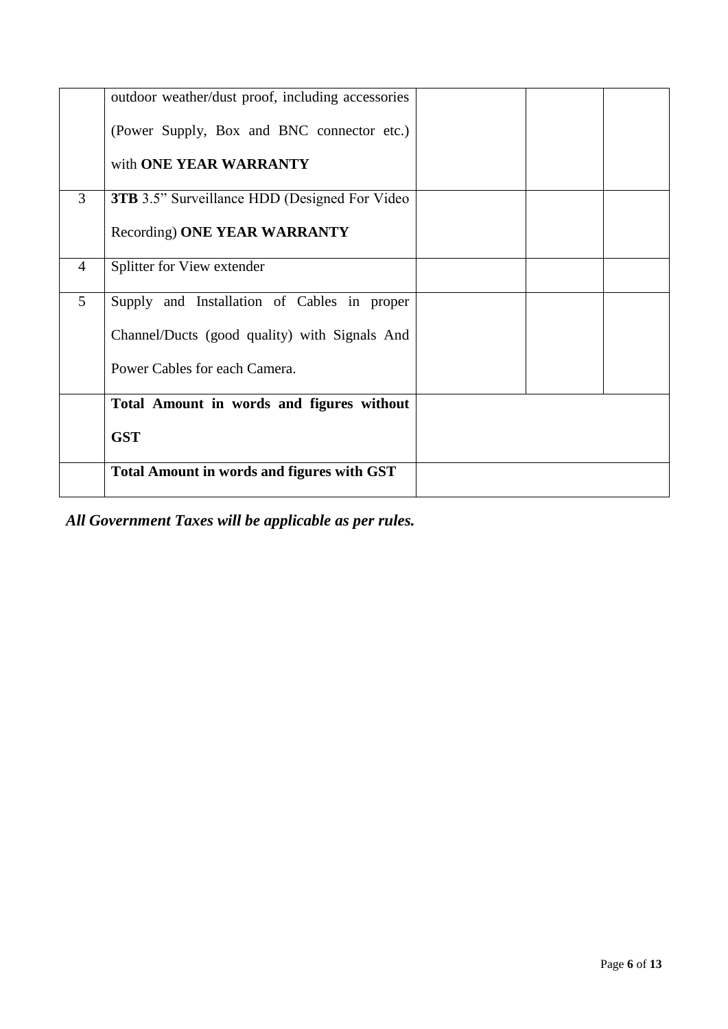| | | | | |
|---|---|---|---|---|
| | outdoor weather/dust proof, including accessories (Power Supply, Box and BNC connector etc.) with **ONE YEAR WARRANTY** | | | |
| 3 | **3TB** 3.5" Surveillance HDD (Designed For Video Recording) **ONE YEAR WARRANTY** | | | |
| 4 | Splitter for View extender | | | |
| 5 | Supply and Installation of Cables in proper Channel/Ducts (good quality) with Signals And Power Cables for each Camera. | | | |
| | **Total Amount in words and figures without GST** | | | |
| | **Total Amount in words and figures with GST** | | | |

***All Government Taxes will be applicable as per rules.***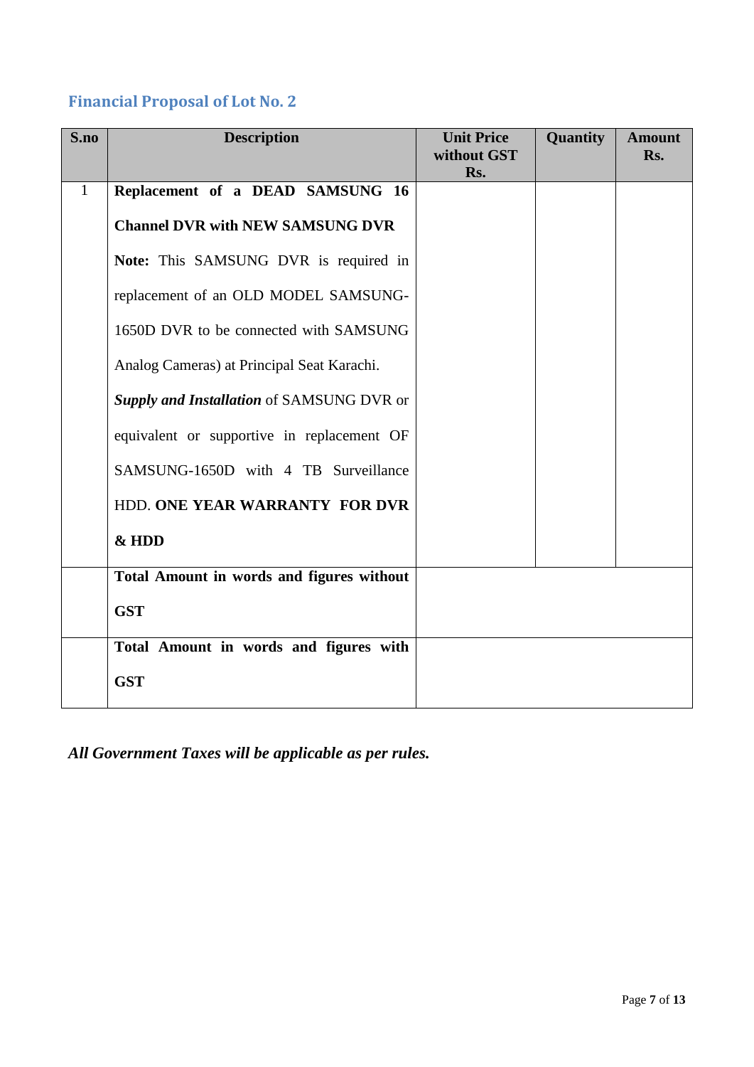## Financial Proposal of Lot No. 2

| S.no | Description | Unit Price without GST Rs. | Quantity | Amount Rs. |
|---|---|---|---|---|
| 1 | **Replacement of a DEAD SAMSUNG 16 Channel DVR with NEW SAMSUNG DVR** **Note:** This SAMSUNG DVR is required in replacement of an OLD MODEL SAMSUNG-1650D DVR to be connected with SAMSUNG Analog Cameras) at Principal Seat Karachi. ***Supply and Installation*** of SAMSUNG DVR or equivalent or supportive in replacement OF SAMSUNG-1650D with 4 TB Surveillance HDD. **ONE YEAR WARRANTY FOR DVR & HDD** | | | |
| | **Total Amount in words and figures without GST** | | | |
| | **Total Amount in words and figures with GST** | | | |

***All Government Taxes will be applicable as per rules.***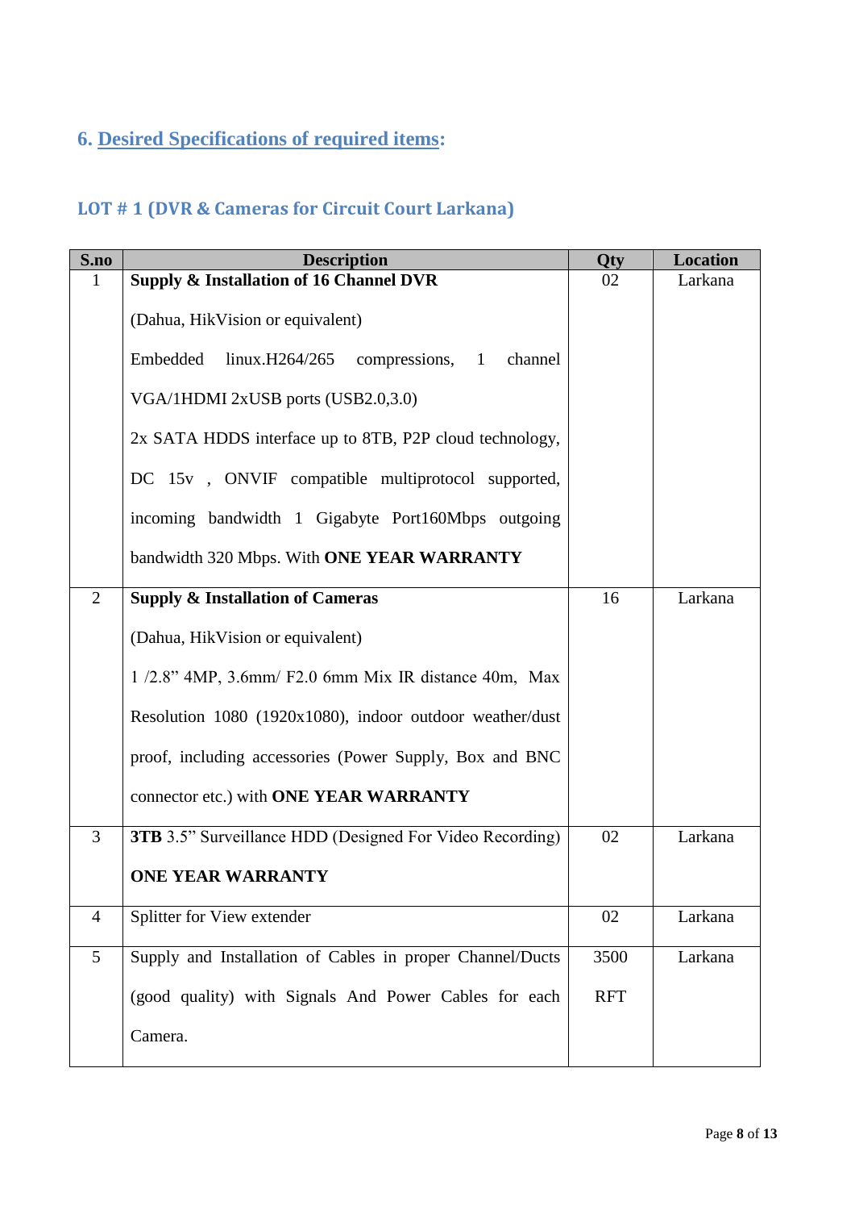## 6. Desired Specifications of required items:

### LOT # 1 (DVR & Cameras for Circuit Court Larkana)

| S.no | Description | Qty | Location |
|---|---|---|---|
| 1 | **Supply & Installation of 16 Channel DVR**<br><br>(Dahua, HikVision or equivalent)<br><br>Embedded linux.H264/265 compressions, 1 channel VGA/1HDMI 2xUSB ports (USB2.0,3.0)<br><br>2x SATA HDDS interface up to 8TB, P2P cloud technology, DC 15v , ONVIF compatible multiprotocol supported, incoming bandwidth 1 Gigabyte Port160Mbps outgoing bandwidth 320 Mbps. With **ONE YEAR WARRANTY** | 02 | Larkana |
| 2 | **Supply & Installation of Cameras**<br><br>(Dahua, HikVision or equivalent)<br><br>1 /2.8" 4MP, 3.6mm/ F2.0 6mm Mix IR distance 40m, Max Resolution 1080 (1920x1080), indoor outdoor weather/dust proof, including accessories (Power Supply, Box and BNC connector etc.) with **ONE YEAR WARRANTY** | 16 | Larkana |
| 3 | **3TB** 3.5" Surveillance HDD (Designed For Video Recording)<br><br>**ONE YEAR WARRANTY** | 02 | Larkana |
| 4 | Splitter for View extender | 02 | Larkana |
| 5 | Supply and Installation of Cables in proper Channel/Ducts (good quality) with Signals And Power Cables for each Camera. | 3500 RFT | Larkana |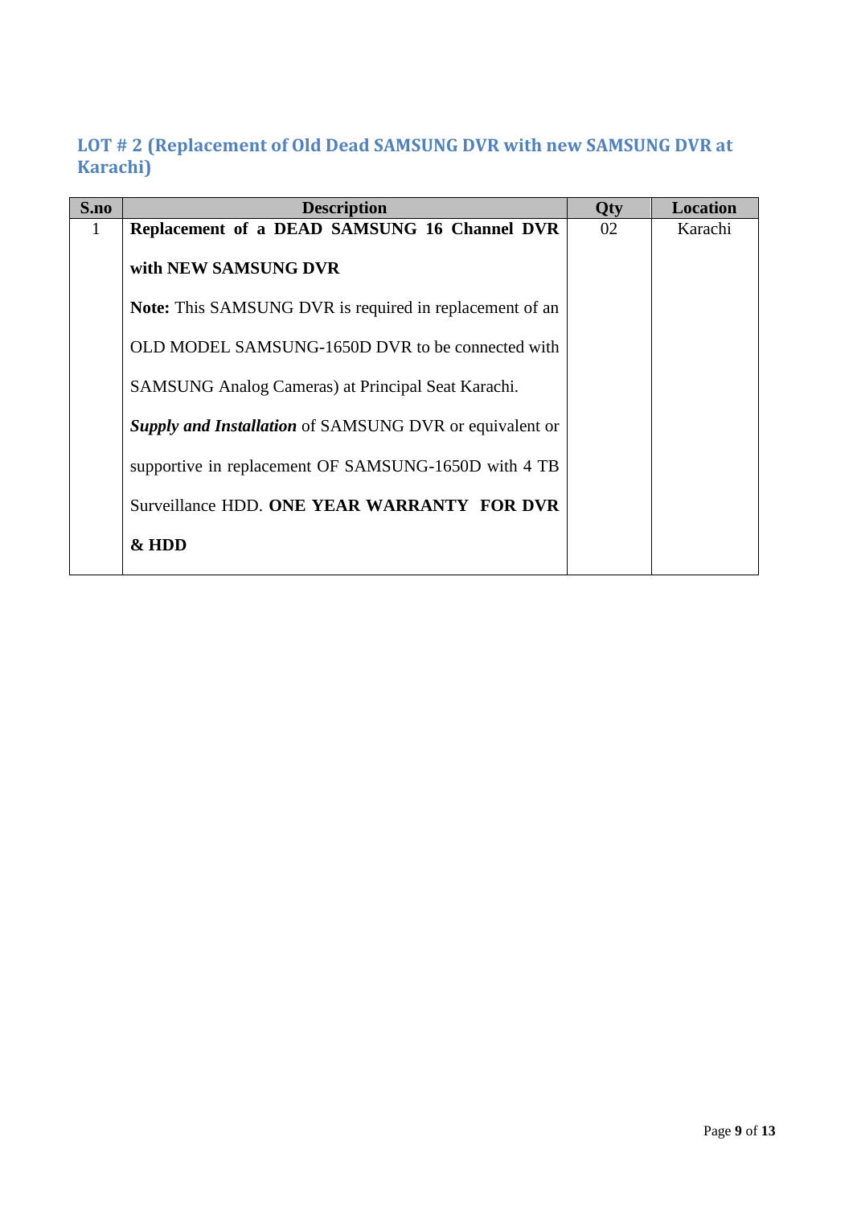## LOT # 2 (Replacement of Old Dead SAMSUNG DVR with new SAMSUNG DVR at Karachi)

| S.no | Description | Qty | Location |
|---|---|---|---|
| 1 | **Replacement of a DEAD SAMSUNG 16 Channel DVR with NEW SAMSUNG DVR**<br><br>**Note:** This SAMSUNG DVR is required in replacement of an OLD MODEL SAMSUNG-1650D DVR to be connected with SAMSUNG Analog Cameras) at Principal Seat Karachi.<br><br>***Supply and Installation*** of SAMSUNG DVR or equivalent or supportive in replacement OF SAMSUNG-1650D with 4 TB Surveillance HDD. **ONE YEAR WARRANTY FOR DVR & HDD** | 02 | Karachi |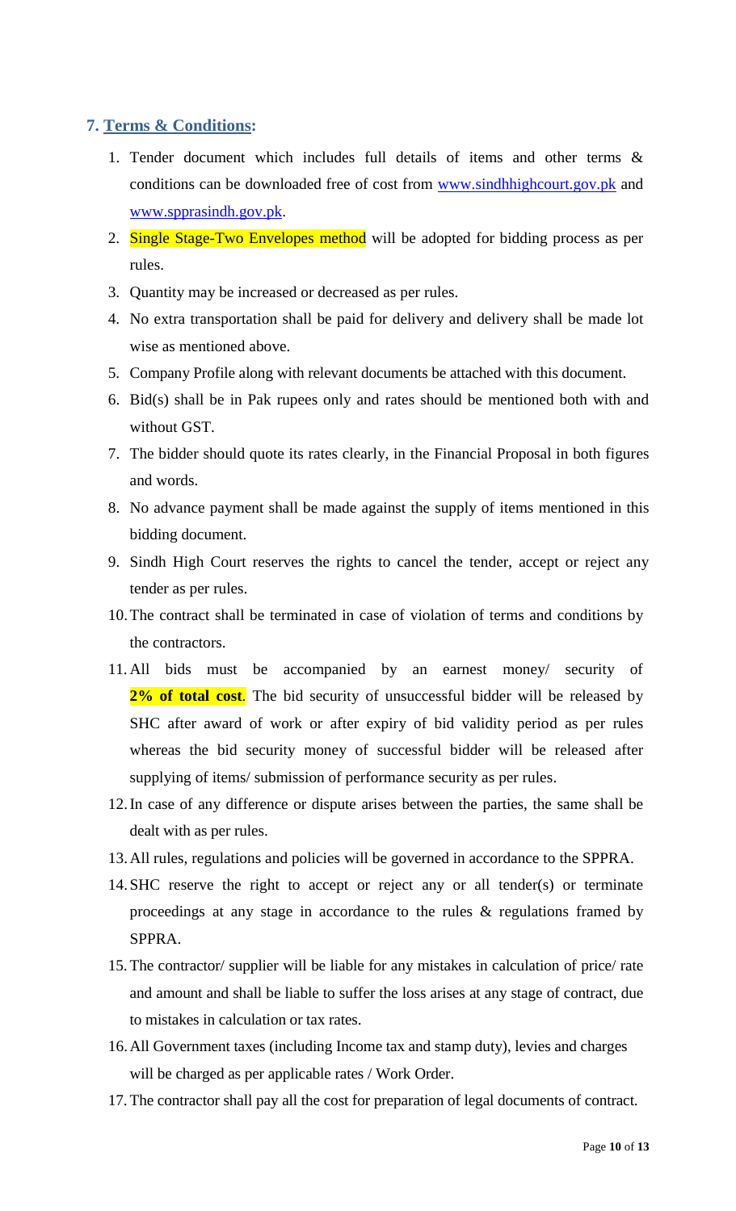## 7. Terms & Conditions:

1. Tender document which includes full details of items and other terms & conditions can be downloaded free of cost from www.sindhhighcourt.gov.pk and www.spprasindh.gov.pk.
2. Single Stage-Two Envelopes method will be adopted for bidding process as per rules.
3. Quantity may be increased or decreased as per rules.
4. No extra transportation shall be paid for delivery and delivery shall be made lot wise as mentioned above.
5. Company Profile along with relevant documents be attached with this document.
6. Bid(s) shall be in Pak rupees only and rates should be mentioned both with and without GST.
7. The bidder should quote its rates clearly, in the Financial Proposal in both figures and words.
8. No advance payment shall be made against the supply of items mentioned in this bidding document.
9. Sindh High Court reserves the rights to cancel the tender, accept or reject any tender as per rules.
10. The contract shall be terminated in case of violation of terms and conditions by the contractors.
11. All bids must be accompanied by an earnest money/ security of **2% of total cost**. The bid security of unsuccessful bidder will be released by SHC after award of work or after expiry of bid validity period as per rules whereas the bid security money of successful bidder will be released after supplying of items/ submission of performance security as per rules.
12. In case of any difference or dispute arises between the parties, the same shall be dealt with as per rules.
13. All rules, regulations and policies will be governed in accordance to the SPPRA.
14. SHC reserve the right to accept or reject any or all tender(s) or terminate proceedings at any stage in accordance to the rules & regulations framed by SPPRA.
15. The contractor/ supplier will be liable for any mistakes in calculation of price/ rate and amount and shall be liable to suffer the loss arises at any stage of contract, due to mistakes in calculation or tax rates.
16. All Government taxes (including Income tax and stamp duty), levies and charges will be charged as per applicable rates / Work Order.
17. The contractor shall pay all the cost for preparation of legal documents of contract.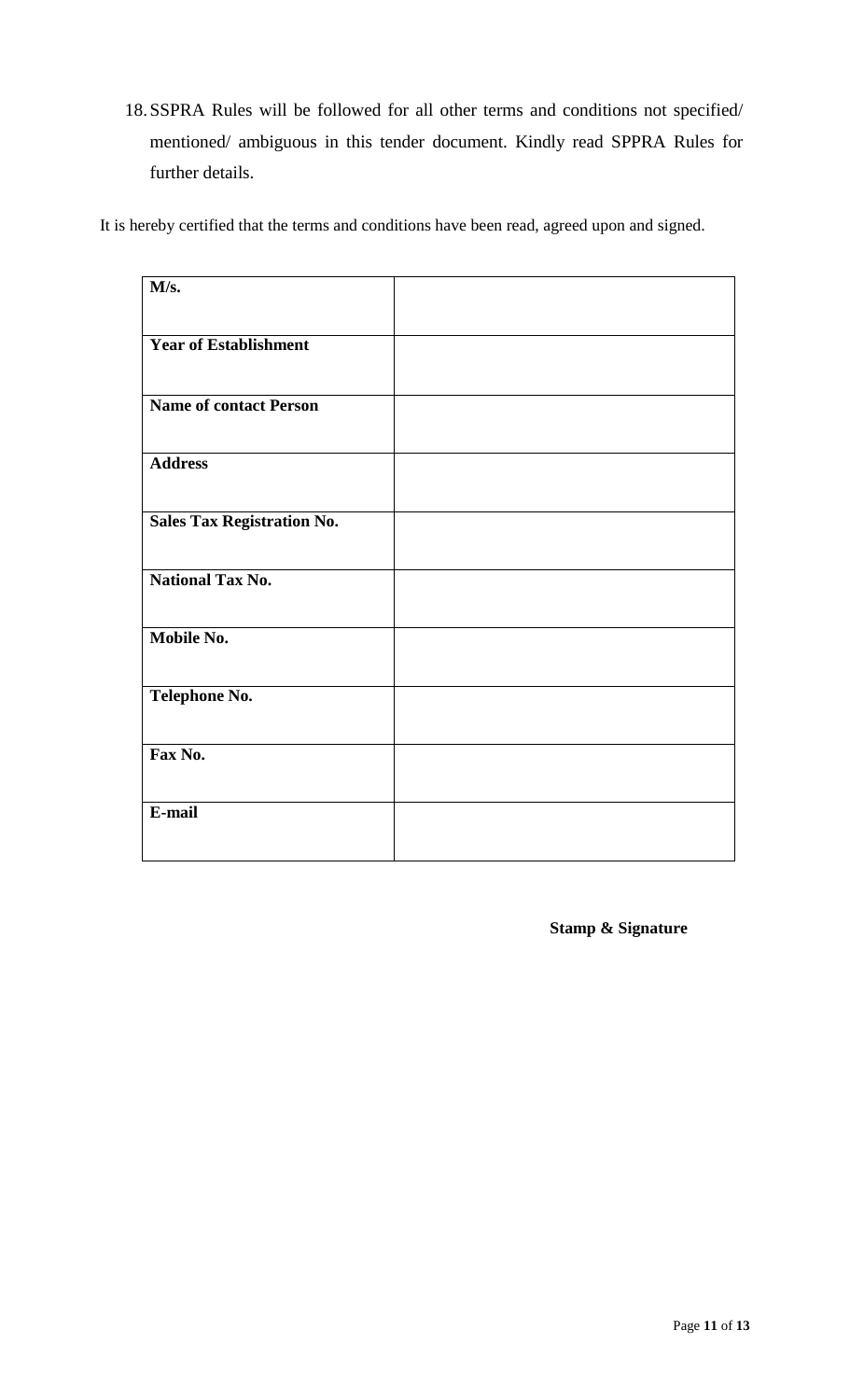18. SSPRA Rules will be followed for all other terms and conditions not specified/ mentioned/ ambiguous in this tender document. Kindly read SPPRA Rules for further details.

It is hereby certified that the terms and conditions have been read, agreed upon and signed.

| **M/s.** | |
|---|---|
| **Year of Establishment** | |
| **Name of contact Person** | |
| **Address** | |
| **Sales Tax Registration No.** | |
| **National Tax No.** | |
| **Mobile No.** | |
| **Telephone No.** | |
| **Fax No.** | |
| **E-mail** | |

**Stamp & Signature**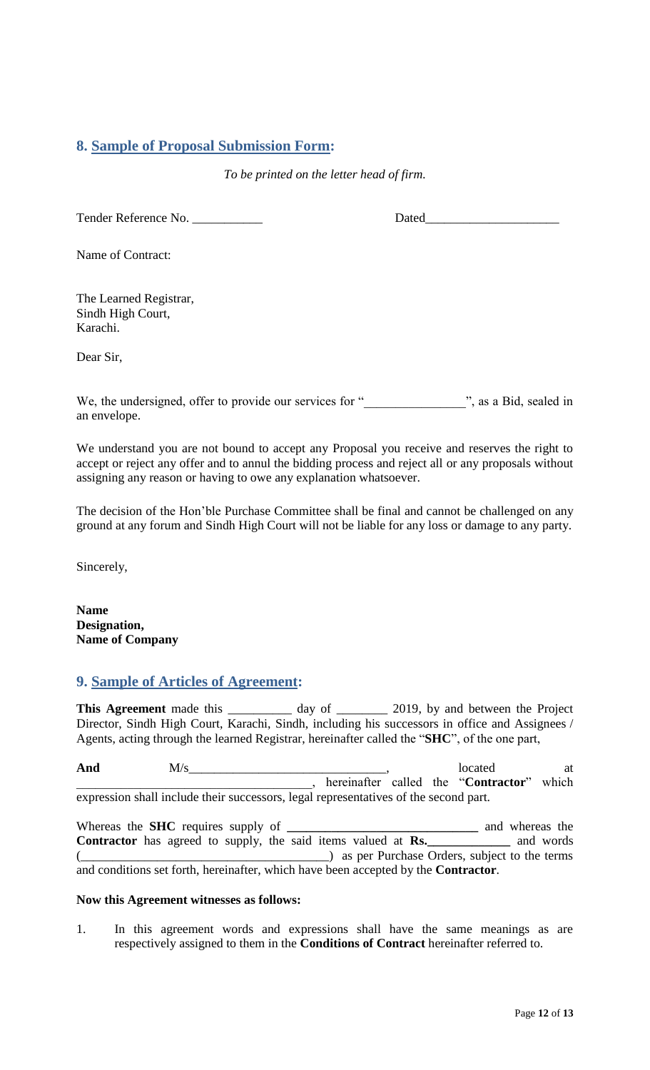## 8. Sample of Proposal Submission Form:

*To be printed on the letter head of firm.*

Tender Reference No. ___________ Dated____________________

Name of Contract:

The Learned Registrar,
Sindh High Court,
Karachi.

Dear Sir,

We, the undersigned, offer to provide our services for "_______________", as a Bid, sealed in an envelope.

We understand you are not bound to accept any Proposal you receive and reserves the right to accept or reject any offer and to annul the bidding process and reject all or any proposals without assigning any reason or having to owe any explanation whatsoever.

The decision of the Hon'ble Purchase Committee shall be final and cannot be challenged on any ground at any forum and Sindh High Court will not be liable for any loss or damage to any party.

Sincerely,

**Name**
**Designation,**
**Name of Company**

## 9. Sample of Articles of Agreement:

**This Agreement** made this __________ day of ________ 2019, by and between the Project Director, Sindh High Court, Karachi, Sindh, including his successors in office and Assignees / Agents, acting through the learned Registrar, hereinafter called the "**SHC**", of the one part,

**And** M/s_______________________________, located at ___________________________________, hereinafter called the "**Contractor**" which expression shall include their successors, legal representatives of the second part.

Whereas the **SHC** requires supply of **_____________________________** and whereas the **Contractor** has agreed to supply, the said items valued at **Rs.____________** and words (_______________________________________) as per Purchase Orders, subject to the terms and conditions set forth, hereinafter, which have been accepted by the **Contractor**.

**Now this Agreement witnesses as follows:**

1. In this agreement words and expressions shall have the same meanings as are respectively assigned to them in the **Conditions of Contract** hereinafter referred to.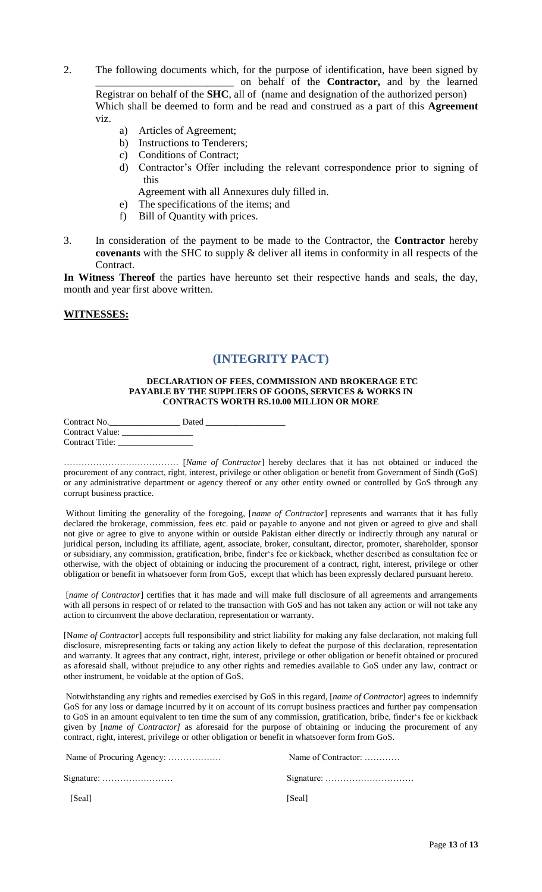2. The following documents which, for the purpose of identification, have been signed by __________________________ on behalf of the **Contractor,** and by the learned Registrar on behalf of the **SHC**, all of (name and designation of the authorized person) Which shall be deemed to form and be read and construed as a part of this **Agreement** viz.

    a) Articles of Agreement;
    b) Instructions to Tenderers;
    c) Conditions of Contract;
    d) Contractor's Offer including the relevant correspondence prior to signing of this
       Agreement with all Annexures duly filled in.
    e) The specifications of the items; and
    f) Bill of Quantity with prices.

3. In consideration of the payment to be made to the Contractor, the **Contractor** hereby **covenants** with the SHC to supply & deliver all items in conformity in all respects of the Contract.

**In Witness Thereof** the parties have hereunto set their respective hands and seals, the day, month and year first above written.

**WITNESSES:**

## (INTEGRITY PACT)

**DECLARATION OF FEES, COMMISSION AND BROKERAGE ETC PAYABLE BY THE SUPPLIERS OF GOODS, SERVICES & WORKS IN CONTRACTS WORTH RS.10.00 MILLION OR MORE**

Contract No.________________ Dated __________________
Contract Value: ________________
Contract Title: _________________

………………………………… [*Name of Contractor*] hereby declares that it has not obtained or induced the procurement of any contract, right, interest, privilege or other obligation or benefit from Government of Sindh (GoS) or any administrative department or agency thereof or any other entity owned or controlled by GoS through any corrupt business practice.

Without limiting the generality of the foregoing, [*name of Contractor*] represents and warrants that it has fully declared the brokerage, commission, fees etc. paid or payable to anyone and not given or agreed to give and shall not give or agree to give to anyone within or outside Pakistan either directly or indirectly through any natural or juridical person, including its affiliate, agent, associate, broker, consultant, director, promoter, shareholder, sponsor or subsidiary, any commission, gratification, bribe, finder's fee or kickback, whether described as consultation fee or otherwise, with the object of obtaining or inducing the procurement of a contract, right, interest, privilege or other obligation or benefit in whatsoever form from GoS, except that which has been expressly declared pursuant hereto.

[*name of Contractor*] certifies that it has made and will make full disclosure of all agreements and arrangements with all persons in respect of or related to the transaction with GoS and has not taken any action or will not take any action to circumvent the above declaration, representation or warranty.

[N*ame of Contractor*] accepts full responsibility and strict liability for making any false declaration, not making full disclosure, misrepresenting facts or taking any action likely to defeat the purpose of this declaration, representation and warranty. It agrees that any contract, right, interest, privilege or other obligation or benefit obtained or procured as aforesaid shall, without prejudice to any other rights and remedies available to GoS under any law, contract or other instrument, be voidable at the option of GoS.

Notwithstanding any rights and remedies exercised by GoS in this regard, [*name of Contractor*] agrees to indemnify GoS for any loss or damage incurred by it on account of its corrupt business practices and further pay compensation to GoS in an amount equivalent to ten time the sum of any commission, gratification, bribe, finder's fee or kickback given by [*name of Contractor]* as aforesaid for the purpose of obtaining or inducing the procurement of any contract, right, interest, privilege or other obligation or benefit in whatsoever form from GoS.

| | |
|---|---|
| Name of Procuring Agency: ……………… | Name of Contractor: ………… |
| Signature: …………………… | Signature: ………………………… |
| [Seal] | [Seal] |